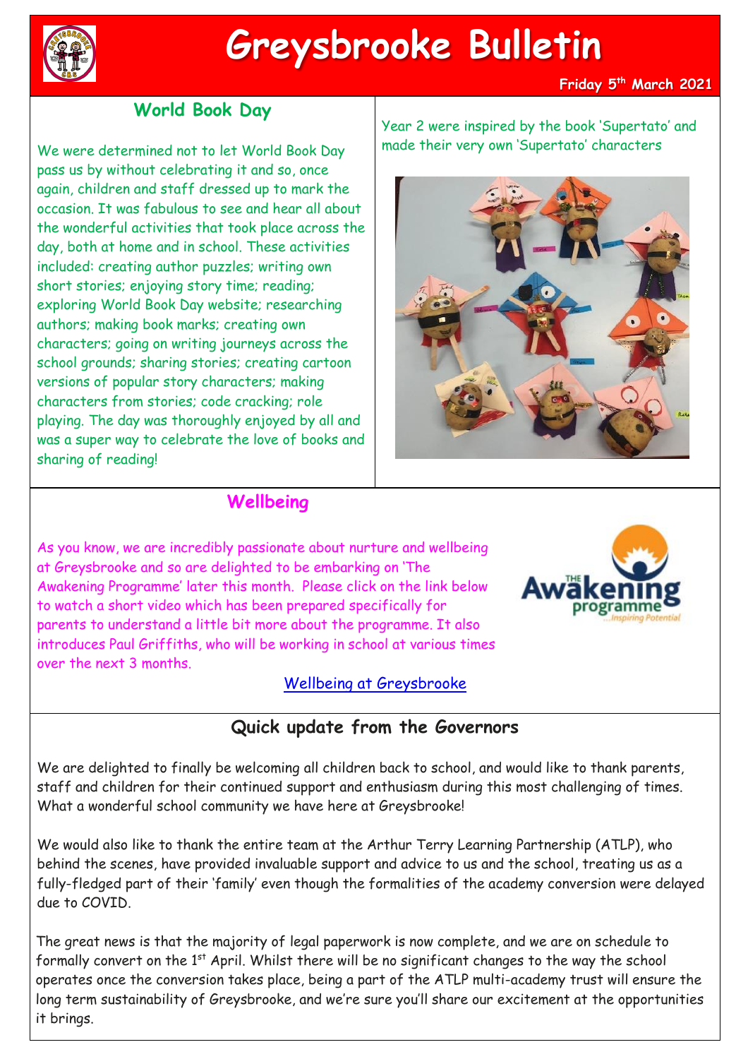# Greysbrooke Bulletin

**Friday 5th March 2021**

## World Book Day

We were determined not to let World Book Day pass us by without celebrating it and so, once again, children and staff dressed up to mark the occasion. It was fabulous to see and hear all about the wonderful activities that took place across the day, both at home and in school. These activities included: creating author puzzles; writing own short stories; enjoying story time; reading; exploring World Book Day website; researching authors; making book marks; creating own characters; going on writing journeys across the school grounds; sharing stories; creating cartoon versions of popular story characters; making characters from stories; code cracking; role playing. The day was thoroughly enjoyed by all and was a super way to celebrate the love of books and sharing of reading!

Year 2 were inspired by the book 'Supertato' and made their very own 'Supertato' characters

## Wellbeing

As you know, we are incredibly passionate about nurture and wellbeing at Greysbrooke and so are delighted to be embarking on 'The Awakening Programme' later this month. Please click on the link below to watch a short video which has been prepared specifically for parents to understand a little bit more about the programme. It also introduces Paul Griffiths, who will be working in school at various times over the next 3 months.

[Wellbeing at Greysbrooke]

## Quick update from the Governors

We are delighted to finally be welcoming all children back to school, and would like to thank parents, staff and children for their continued support and enthusiasm during this most challenging of times. What a wonderful school community we have here at Greysbrooke!

We would also like to thank the entire team at the Arthur Terry Learning Partnership (ATLP), who behind the scenes, have provided invaluable support and advice to us and the school, treating us as a fully-fledged part of their 'family' even though the formalities of the academy conversion were delayed due to COVID.

The great news is that the majority of legal paperwork is now complete, and we are on schedule to formally convert on the 1st April. Whilst there will be no significant changes to the way the school operates once the conversion takes place, being a part of the ATLP multi-academy trust will ensure the long term sustainability of Greysbrooke, and we're sure you'll share our excitement at the opportunities it brings.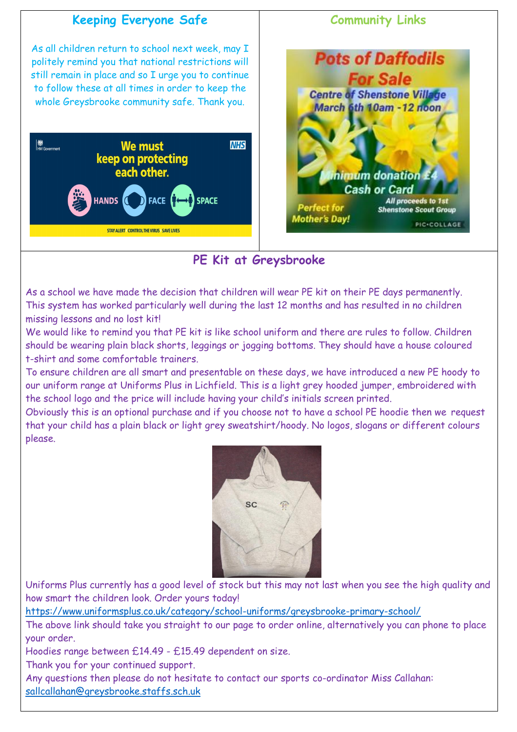## Keeping Everyone Safe

As all children return to school next week, may I politely remind you that national restrictions will still remain in place and so I urge you to continue to follow these at all times in order to keep the whole Greysbrooke community safe. Thank you.

## Community Links

## PE Kit at Greysbrooke

As a school we have made the decision that children will wear PE kit on their PE days permanently. This system has worked particularly well during the last 12 months and has resulted in no children missing lessons and no lost kit!

We would like to remind you that PE kit is like school uniform and there are rules to follow. Children should be wearing plain black shorts, leggings or jogging bottoms. They should have a house coloured t-shirt and some comfortable trainers.

To ensure children are all smart and presentable on these days, we have introduced a new PE hoody to our uniform range at Uniforms Plus in Lichfield. This is a light grey hooded jumper, embroidered with the school logo and the price will include having your child's initials screen printed.

Obviously this is an optional purchase and if you choose not to have a school PE hoodie then we request that your child has a plain black or light grey sweatshirt/hoody. No logos, slogans or different colours please.

Uniforms Plus currently has a good level of stock but this may not last when you see the high quality and how smart the children look. Order yours today!

https://www.uniformsplus.co.uk/category/school-uniforms/greysbroke-primary-school/

The above link should take you straight to our page to order online, alternatively you can phone to place your order.

Hoodies range between £14.49 - £15.49 dependent on size.

Thank you for your continued support.

Any questions then please do not hesitate to contact our sports co-ordinator Miss Callahan: sallcallahan@greysbrooke.staffs.sch.uk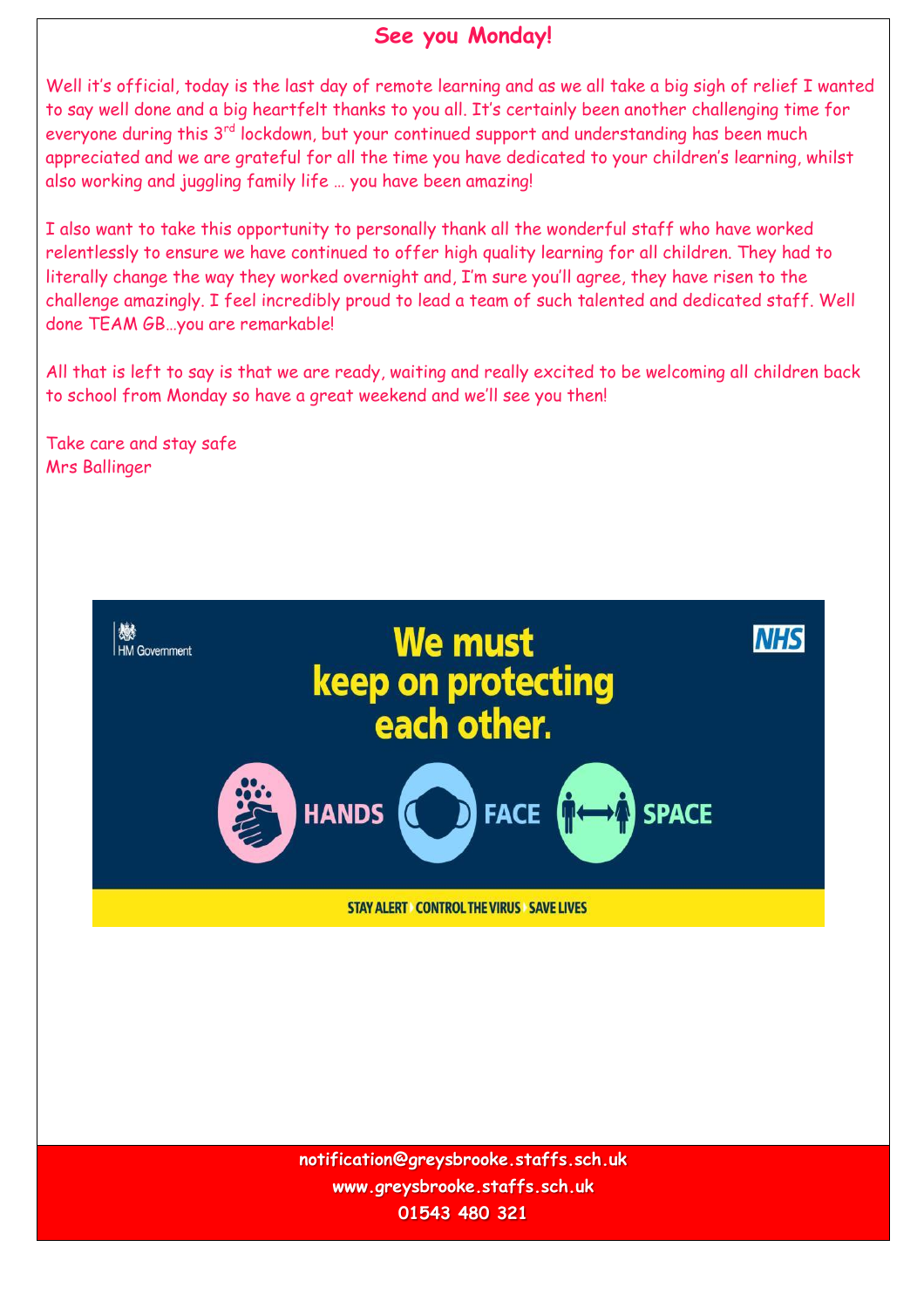## See you Monday!

Well it's official, today is the last day of remote learning and as we all take a big sigh of relief I wanted to say well done and a big heartfelt thanks to you all. It's certainly been another challenging time for everyone during this 3rd lockdown, but your continued support and understanding has been much appreciated and we are grateful for all the time you have dedicated to your children's learning, whilst also working and juggling family life … you have been amazing!

I also want to take this opportunity to personally thank all the wonderful staff who have worked relentlessly to ensure we have continued to offer high quality learning for all children. They had to literally change the way they worked overnight and, I'm sure you'll agree, they have risen to the challenge amazingly. I feel incredibly proud to lead a team of such talented and dedicated staff. Well done TEAM GB…you are remarkable!

All that is left to say is that we are ready, waiting and really excited to be welcoming all children back to school from Monday so have a great weekend and we'll see you then!

Take care and stay safe
Mrs Ballinger

HM Government

NHS

**We must keep on protecting each other.**

HANDS FACE SPACE

STAY ALERT › CONTROL THE VIRUS › SAVE LIVES

**notification@greysbrooke.staffs.sch.uk**
**www.greysbrooke.staffs.sch.uk**
**01543 480 321**